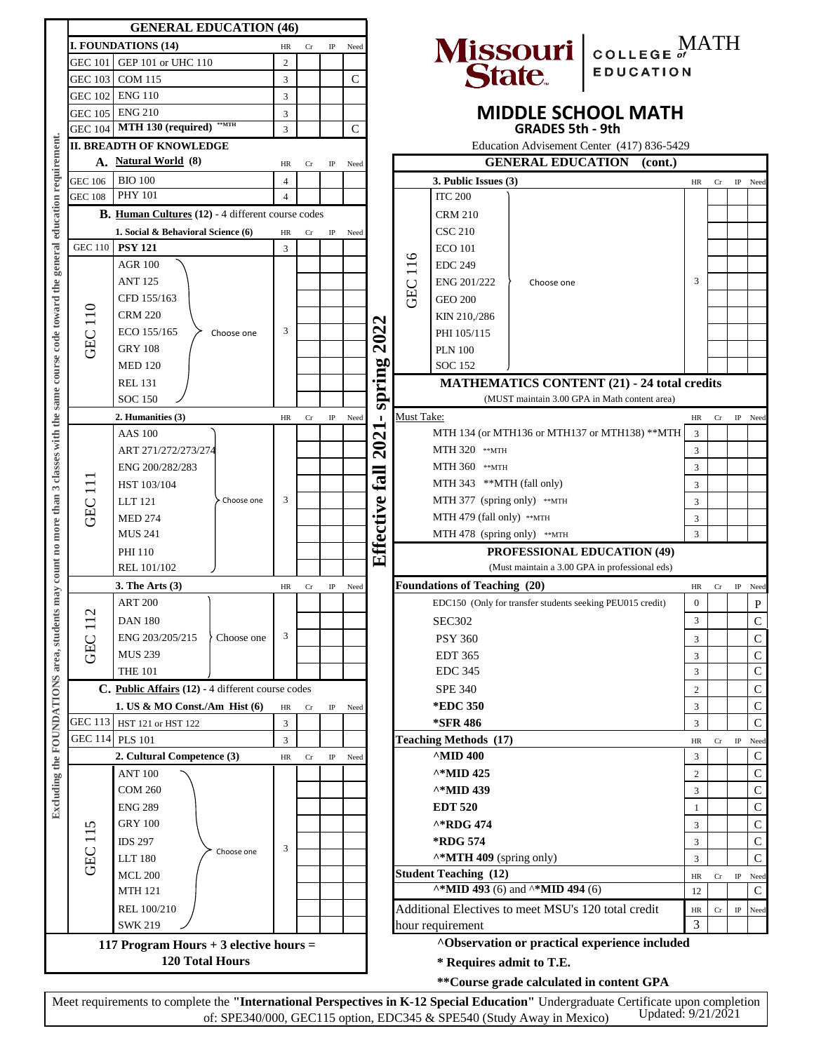# Missouri State | COLLEGE of EDUCATION — MATH

## MIDDLE SCHOOL MATH

### GRADES 5th - 9th

Education Advisement Center (417) 836-5429

**Effective fall 2021 - spring 2022**

*Excluding the FOUNDATIONS area, students may count no more than 3 classes with the same course code toward the general education requirement.*

## GENERAL EDUCATION (46)

| | I. FOUNDATIONS (14) | HR | Cr | IP | Need |
|---|---|---|---|---|---|
| GEC 101 | GEP 101 or UHC 110 | 2 | | | |
| GEC 103 | COM 115 | 3 | | | C |
| GEC 102 | ENG 110 | 3 | | | |
| GEC 105 | ENG 210 | 3 | | | |
| GEC 104 | **MTH 130 (required)** **MTH | 3 | | | C |

**II. BREADTH OF KNOWLEDGE**

| | A. Natural World (8) | HR | Cr | IP | Need |
|---|---|---|---|---|---|
| GEC 106 | BIO 100 | 4 | | | |
| GEC 108 | PHY 101 | 4 | | | |

**B. Human Cultures (12) - 4 different course codes**

| | 1. Social & Behavioral Science (6) | HR | Cr | IP | Need |
|---|---|---|---|---|---|
| GEC 110 | **PSY 121** | 3 | | | |
| GEC 110 | Choose one: AGR 100, ANT 125, CFD 155/163, CRM 220, ECO 155/165, GRY 108, MED 120, REL 131, SOC 150 | 3 | | | |

| | 2. Humanities (3) | HR | Cr | IP | Need |
|---|---|---|---|---|---|
| GEC 111 | Choose one: AAS 100, ART 271/272/273/274, ENG 200/282/283, HST 103/104, LLT 121, MED 274, MUS 241, PHI 110, REL 101/102 | 3 | | | |

| | 3. The Arts (3) | HR | Cr | IP | Need |
|---|---|---|---|---|---|
| GEC 112 | Choose one: ART 200, DAN 180, ENG 203/205/215, MUS 239, THE 101 | 3 | | | |

**C. Public Affairs (12) - 4 different course codes**

| | 1. US & MO Const./Am Hist (6) | HR | Cr | IP | Need |
|---|---|---|---|---|---|
| GEC 113 | HST 121 or HST 122 | 3 | | | |
| GEC 114 | PLS 101 | 3 | | | |

| | 2. Cultural Competence (3) | HR | Cr | IP | Need |
|---|---|---|---|---|---|
| GEC 115 | Choose one: ANT 100, COM 260, ENG 289, GRY 100, IDS 297, LLT 180, MCL 200, MTH 121, REL 100/210, SWK 219 | 3 | | | |

**117 Program Hours + 3 elective hours = 120 Total Hours**

## GENERAL EDUCATION (cont.)

| | 3. Public Issues (3) | HR | Cr | IP | Need |
|---|---|---|---|---|---|
| GEC 116 | Choose one: ITC 200, CRM 210, CSC 210, ECO 101, EDC 249, ENG 201/222, GEO 200, KIN 210,/286, PHI 105/115, PLN 100, SOC 152 | 3 | | | |

## MATHEMATICS CONTENT (21) - 24 total credits

(MUST maintain 3.00 GPA in Math content area)

| Must Take: | HR | Cr | IP | Need |
|---|---|---|---|---|
| MTH 134 (or MTH136 or MTH137 or MTH138) **MTH | 3 | | | |
| MTH 320 **MTH | 3 | | | |
| MTH 360 **MTH | 3 | | | |
| MTH 343 **MTH (fall only) | 3 | | | |
| MTH 377 (spring only) **MTH | 3 | | | |
| MTH 479 (fall only) **MTH | 3 | | | |
| MTH 478 (spring only) **MTH | 3 | | | |

## PROFESSIONAL EDUCATION (49)

(Must maintain a 3.00 GPA in professional eds)

| Foundations of Teaching (20) | HR | Cr | IP | Need |
|---|---|---|---|---|
| EDC150 (Only for transfer students seeking PEU015 credit) | 0 | | | P |
| SEC302 | 3 | | | C |
| PSY 360 | 3 | | | C |
| EDT 365 | 3 | | | C |
| EDC 345 | 3 | | | C |
| SPE 340 | 2 | | | C |
| **\*EDC 350** | 3 | | | C |
| **\*SFR 486** | 3 | | | C |

| Teaching Methods (17) | HR | Cr | IP | Need |
|---|---|---|---|---|
| **^MID 400** | 3 | | | C |
| **^\*MID 425** | 2 | | | C |
| **^\*MID 439** | 3 | | | C |
| **EDT 520** | 1 | | | C |
| **^\*RDG 474** | 3 | | | C |
| **\*RDG 574** | 3 | | | C |
| **^\*MTH 409** (spring only) | 3 | | | C |

| Student Teaching (12) | HR | Cr | IP | Need |
|---|---|---|---|---|
| **^\*MID 493** (6) and **^\*MID 494** (6) | 12 | | | C |

| Additional Electives to meet MSU's 120 total credit hour requirement | HR | Cr | IP | Need |
|---|---|---|---|---|
| | 3 | | | |

**^Observation or practical experience included**

**\* Requires admit to T.E.**

**\*\*Course grade calculated in content GPA**

Meet requirements to complete the **"International Perspectives in K-12 Special Education"** Undergraduate Certificate upon completion of: SPE340/000, GEC115 option, EDC345 & SPE540 (Study Away in Mexico)

Updated: 9/21/2021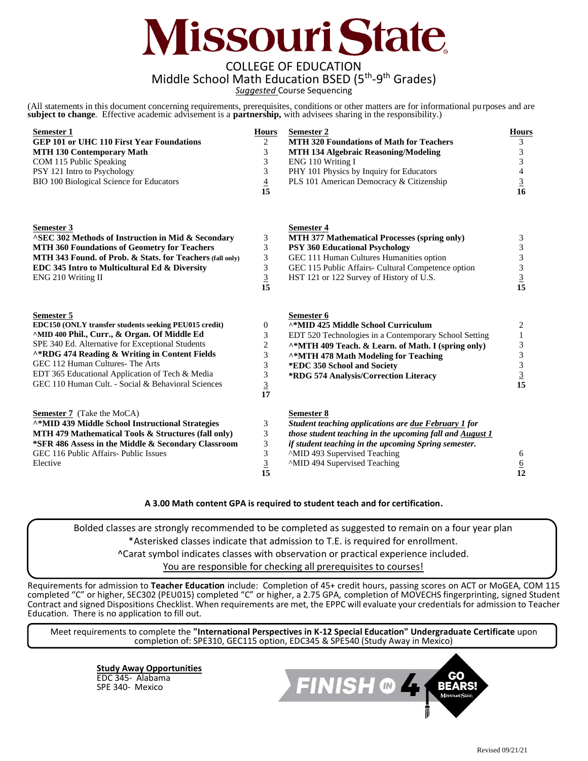# Missouri State

## COLLEGE OF EDUCATION

## Middle School Math Education BSED (5th-9th Grades)

*Suggested* Course Sequencing

(All statements in this document concerning requirements, prerequisites, conditions or other matters are for informational purposes and are **subject to change**. Effective academic advisement is a **partnership,** with advisees sharing in the responsibility.)

| Semester 1 | Hours | Semester 2 | Hours |
|---|---|---|---|
| **GEP 101 or UHC 110 First Year Foundations** | 2 | **MTH 320 Foundations of Math for Teachers** | 3 |
| **MTH 130 Contemporary Math** | 3 | **MTH 134 Algebraic Reasoning/Modeling** | 3 |
| COM 115 Public Speaking | 3 | ENG 110 Writing I | 3 |
| PSY 121 Intro to Psychology | 3 | PHY 101 Physics by Inquiry for Educators | 4 |
| BIO 100 Biological Science for Educators | 4 | PLS 101 American Democracy & Citizenship | 3 |
| | 15 | | 16 |

| Semester 3 | Hours | Semester 4 | Hours |
|---|---|---|---|
| **^SEC 302 Methods of Instruction in Mid & Secondary** | 3 | **MTH 377 Mathematical Processes (spring only)** | 3 |
| **MTH 360 Foundations of Geometry for Teachers** | 3 | **PSY 360 Educational Psychology** | 3 |
| **MTH 343 Found. of Prob. & Stats. for Teachers (fall only)** | 3 | GEC 111 Human Cultures Humanities option | 3 |
| **EDC 345 Intro to Multicultural Ed & Diversity** | 3 | GEC 115 Public Affairs- Cultural Competence option | 3 |
| ENG 210 Writing II | 3 | HST 121 or 122 Survey of History of U.S. | 3 |
| | 15 | | 15 |

| Semester 5 | Hours | Semester 6 | Hours |
|---|---|---|---|
| **EDC150 (ONLY transfer students seeking PEU015 credit)** | 0 | **^*MID 425 Middle School Curriculum** | 2 |
| **^MID 400 Phil., Curr., & Organ. Of Middle Ed** | 3 | EDT 520 Technologies in a Contemporary School Setting | 1 |
| SPE 340 Ed. Alternative for Exceptional Students | 2 | **^*MTH 409 Teach. & Learn. of Math. I (spring only)** | 3 |
| **^*RDG 474 Reading & Writing in Content Fields** | 3 | **^*MTH 478 Math Modeling for Teaching** | 3 |
| GEC 112 Human Cultures- The Arts | 3 | **\*EDC 350 School and Society** | 3 |
| EDT 365 Educational Application of Tech & Media | 3 | **\*RDG 574 Analysis/Correction Literacy** | 3 |
| GEC 110 Human Cult. - Social & Behavioral Sciences | 3 | | 15 |
| | 17 | | |

| Semester 7 (Take the MoCA) | Hours | Semester 8 | Hours |
|---|---|---|---|
| **^*MID 439 Middle School Instructional Strategies** | 3 | ***Student teaching applications are due February 1 for*** | |
| **MTH 479 Mathematical Tools & Structures (fall only)** | 3 | ***those student teaching in the upcoming fall and August 1*** | |
| **\*SFR 486 Assess in the Middle & Secondary Classroom** | 3 | ***if student teaching in the upcoming Spring semester.*** | |
| GEC 116 Public Affairs- Public Issues | 3 | ^MID 493 Supervised Teaching | 6 |
| Elective | 3 | ^MID 494 Supervised Teaching | 6 |
| | 15 | | 12 |

**A 3.00 Math content GPA is required to student teach and for certification.**

Bolded classes are strongly recommended to be completed as suggested to remain on a four year plan
*Asterisked classes indicate that admission to T.E. is required for enrollment.
^Carat symbol indicates classes with observation or practical experience included.
You are responsible for checking all prerequisites to courses!

Requirements for admission to **Teacher Education** include: Completion of 45+ credit hours, passing scores on ACT or MoGEA, COM 115 completed "C" or higher, SEC302 (PEU015) completed "C" or higher, a 2.75 GPA, completion of MOVECHS fingerprinting, signed Student Contract and signed Dispositions Checklist. When requirements are met, the EPPC will evaluate your credentials for admission to Teacher Education. There is no application to fill out.

Meet requirements to complete the **"International Perspectives in K-12 Special Education" Undergraduate Certificate** upon completion of: SPE310, GEC115 option, EDC345 & SPE540 (Study Away in Mexico)

**Study Away Opportunities**
EDC 345- Alabama
SPE 340- Mexico

FINISH IN 4 GO BEARS! Missouri State

Revised 09/21/21